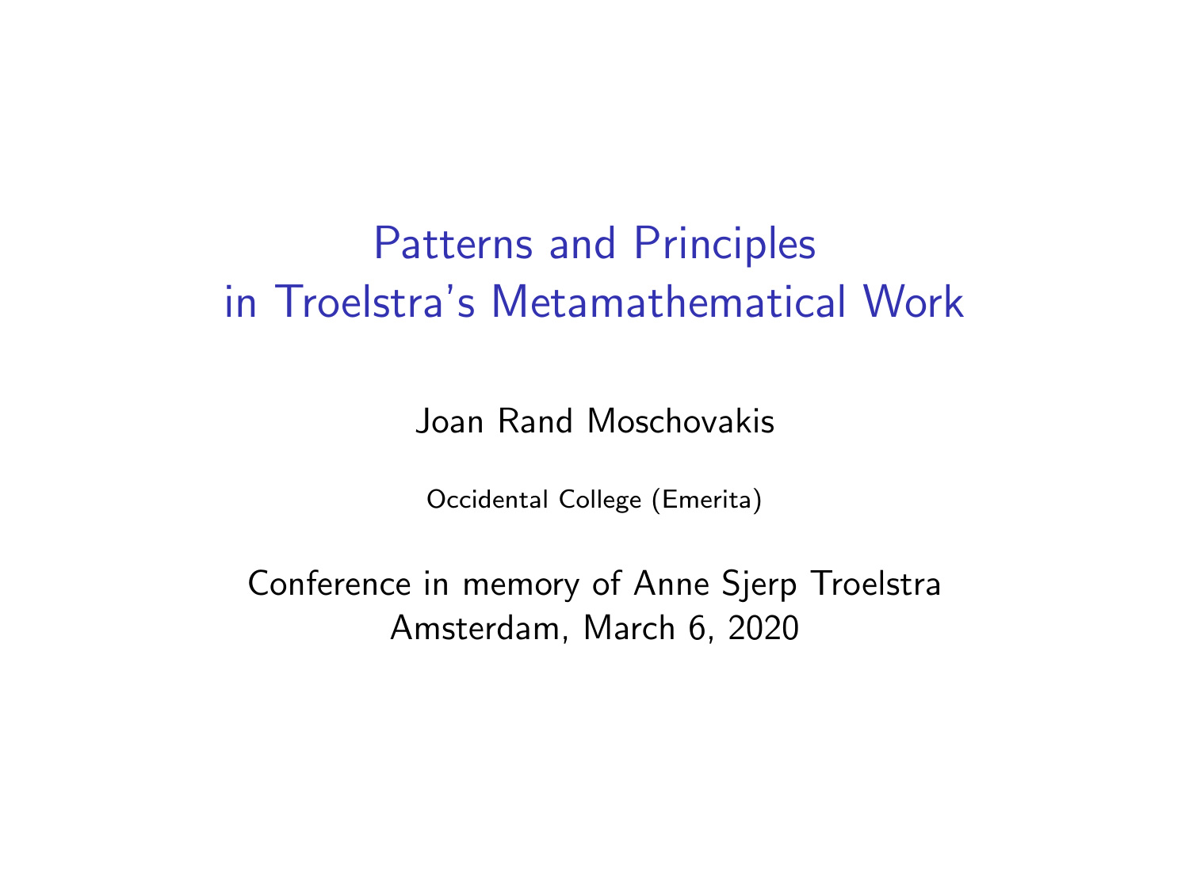# Patterns and Principles in Troelstra's Metamathematical Work

Joan Rand Moschovakis

Occidental College (Emerita)

Conference in memory of Anne Sjerp Troelstra
Amsterdam, March 6, 2020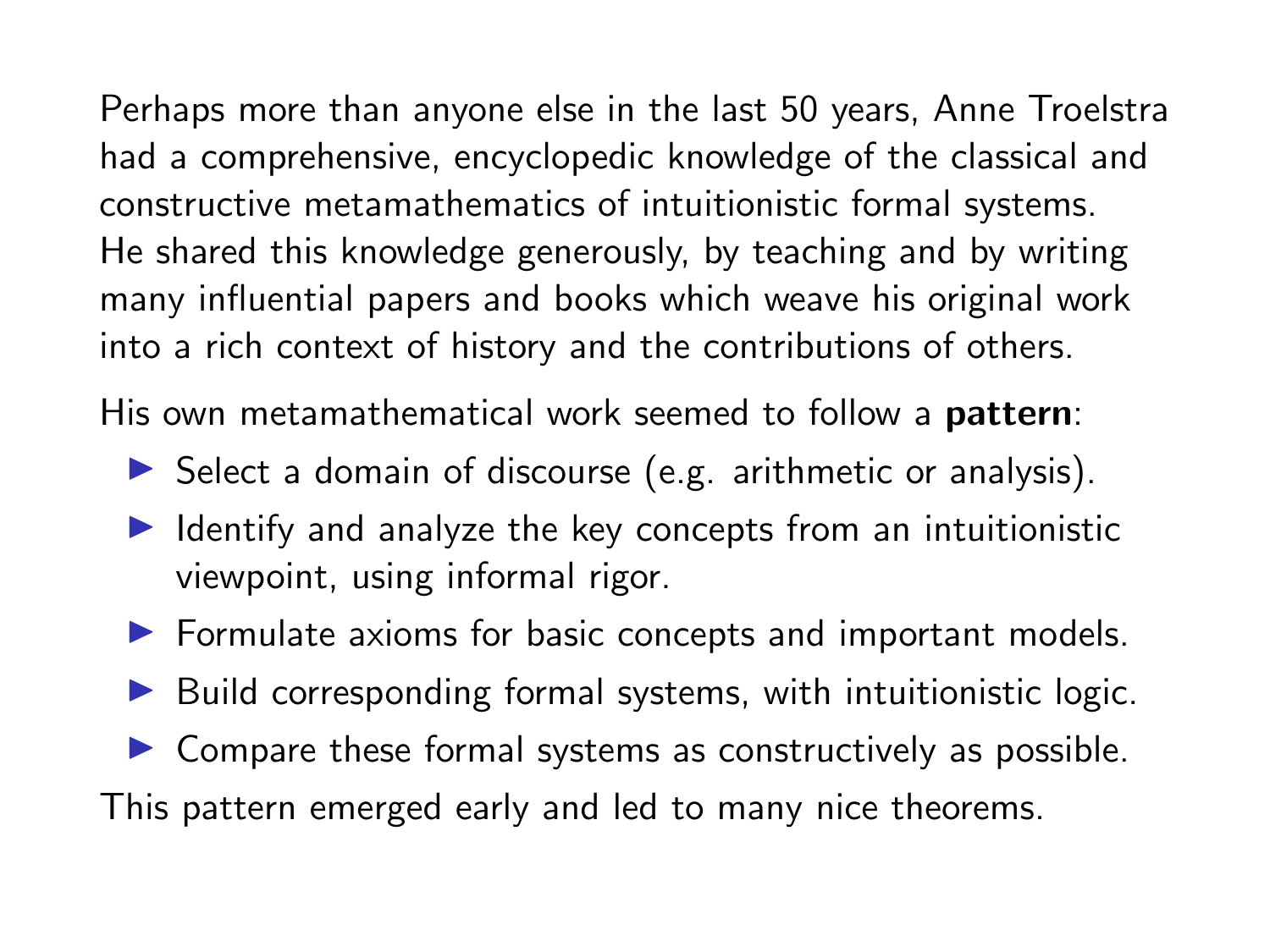Perhaps more than anyone else in the last 50 years, Anne Troelstra had a comprehensive, encyclopedic knowledge of the classical and constructive metamathematics of intuitionistic formal systems. He shared this knowledge generously, by teaching and by writing many influential papers and books which weave his original work into a rich context of history and the contributions of others.

His own metamathematical work seemed to follow a **pattern**:

- Select a domain of discourse (e.g. arithmetic or analysis).
- Identify and analyze the key concepts from an intuitionistic viewpoint, using informal rigor.
- Formulate axioms for basic concepts and important models.
- Build corresponding formal systems, with intuitionistic logic.
- Compare these formal systems as constructively as possible.

This pattern emerged early and led to many nice theorems.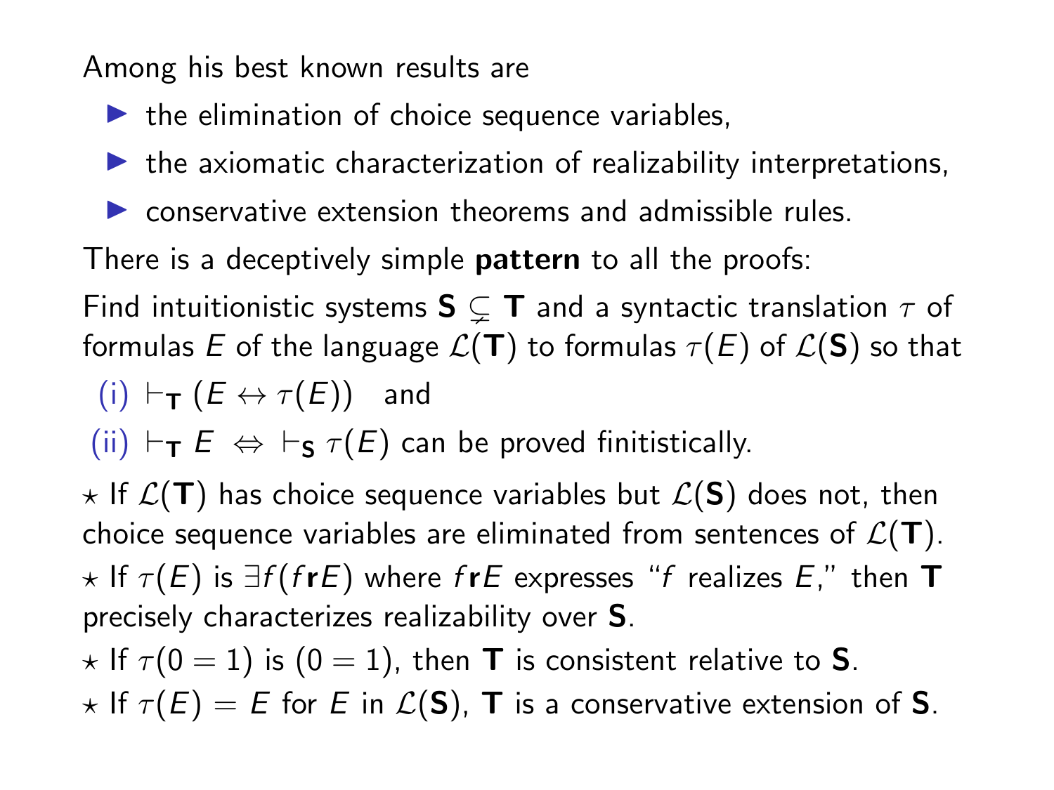Among his best known results are

- the elimination of choice sequence variables,
- the axiomatic characterization of realizability interpretations,
- conservative extension theorems and admissible rules.

There is a deceptively simple **pattern** to all the proofs:

Find intuitionistic systems $\mathbf{S} \subsetneq \mathbf{T}$ and a syntactic translation $\tau$ of formulas $E$ of the language $\mathcal{L}(\mathbf{T})$ to formulas $\tau(E)$ of $\mathcal{L}(\mathbf{S})$ so that

(i) $\vdash_{\mathbf{T}} (E \leftrightarrow \tau(E))$ and

(ii) $\vdash_{\mathbf{T}} E \Leftrightarrow \vdash_{\mathbf{S}} \tau(E)$ can be proved finitistically.

$\star$ If $\mathcal{L}(\mathbf{T})$ has choice sequence variables but $\mathcal{L}(\mathbf{S})$ does not, then choice sequence variables are eliminated from sentences of $\mathcal{L}(\mathbf{T})$.

$\star$ If $\tau(E)$ is $\exists f(f\,\mathbf{r}\,E)$ where $f\,\mathbf{r}\,E$ expresses "$f$ realizes $E$," then $\mathbf{T}$ precisely characterizes realizability over $\mathbf{S}$.

$\star$ If $\tau(0 = 1)$ is $(0 = 1)$, then $\mathbf{T}$ is consistent relative to $\mathbf{S}$.

$\star$ If $\tau(E) = E$ for $E$ in $\mathcal{L}(\mathbf{S})$, $\mathbf{T}$ is a conservative extension of $\mathbf{S}$.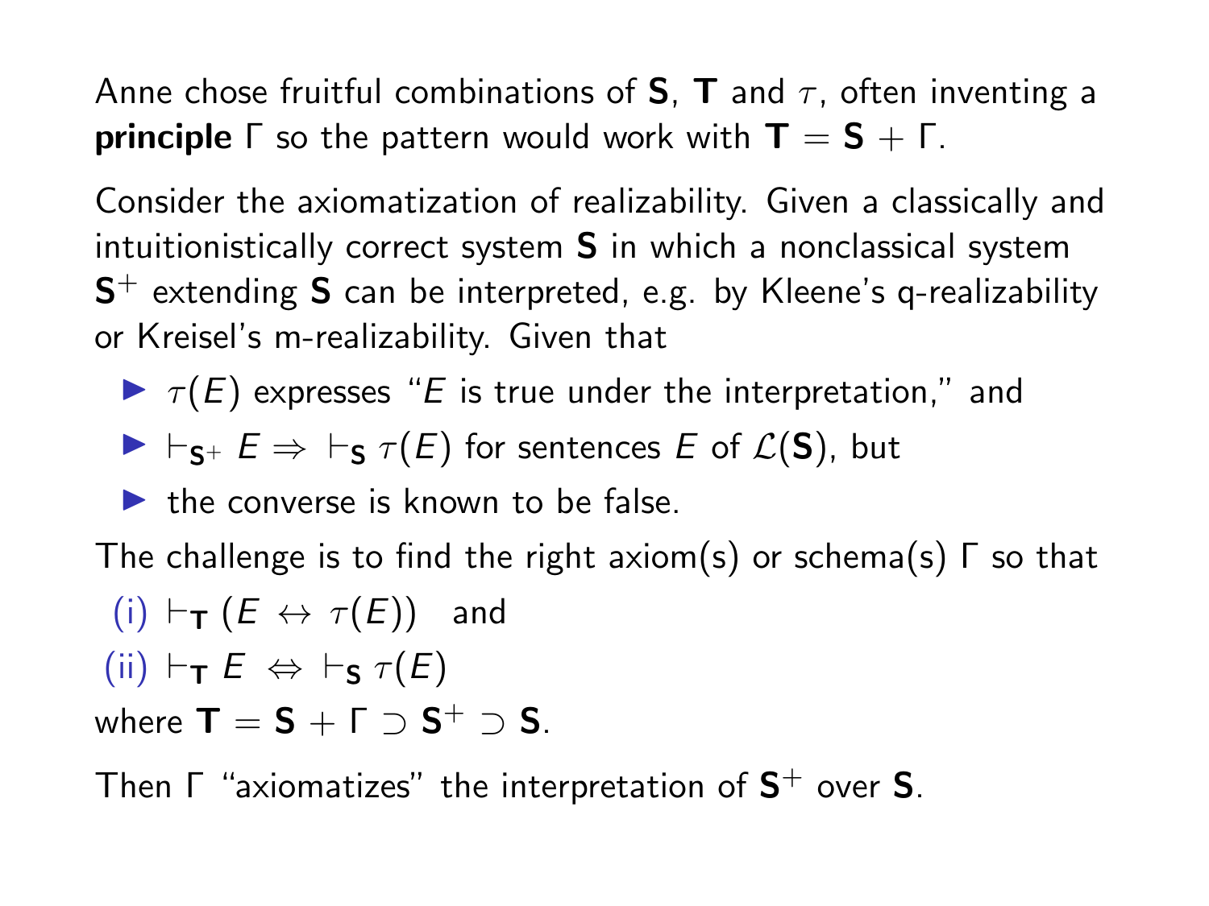Anne chose fruitful combinations of **S**, **T** and $\tau$, often inventing a **principle** $\Gamma$ so the pattern would work with $\mathbf{T} = \mathbf{S} + \Gamma$.

Consider the axiomatization of realizability. Given a classically and intuitionistically correct system **S** in which a nonclassical system $\mathbf{S}^+$ extending **S** can be interpreted, e.g. by Kleene's q-realizability or Kreisel's m-realizability. Given that

- $\tau(E)$ expresses "$E$ is true under the interpretation," and
- $\vdash_{\mathbf{S}^+} E \Rightarrow\ \vdash_{\mathbf{S}} \tau(E)$ for sentences $E$ of $\mathcal{L}(\mathbf{S})$, but
- the converse is known to be false.

The challenge is to find the right axiom(s) or schema(s) $\Gamma$ so that

(i) $\vdash_{\mathbf{T}} (E \leftrightarrow \tau(E))$ and

(ii) $\vdash_{\mathbf{T}} E \Leftrightarrow\ \vdash_{\mathbf{S}} \tau(E)$

where $\mathbf{T} = \mathbf{S} + \Gamma \supset \mathbf{S}^+ \supset \mathbf{S}$.

Then $\Gamma$ "axiomatizes" the interpretation of $\mathbf{S}^+$ over **S**.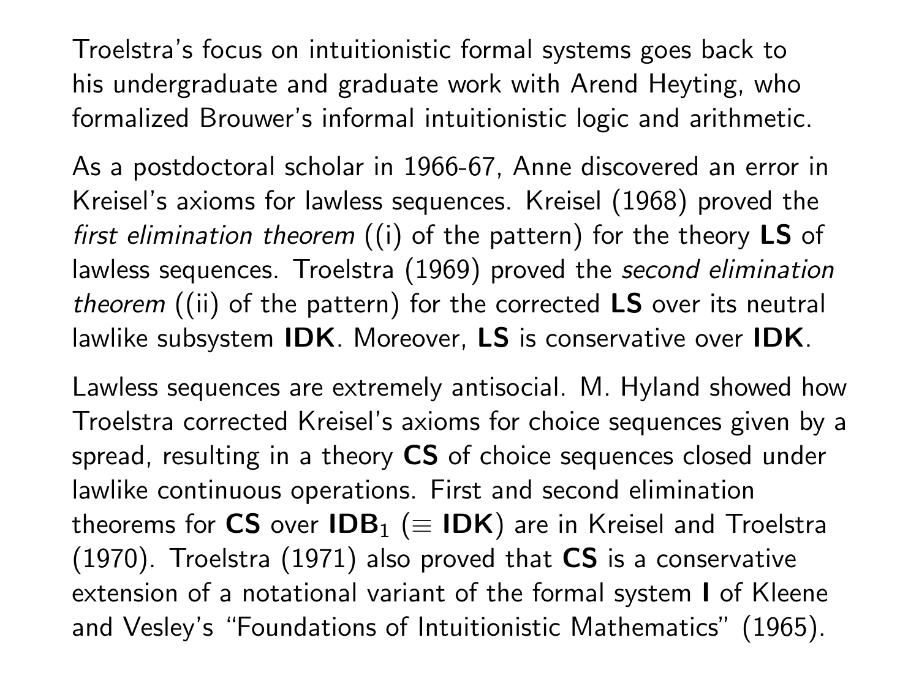Troelstra's focus on intuitionistic formal systems goes back to his undergraduate and graduate work with Arend Heyting, who formalized Brouwer's informal intuitionistic logic and arithmetic.

As a postdoctoral scholar in 1966-67, Anne discovered an error in Kreisel's axioms for lawless sequences. Kreisel (1968) proved the *first elimination theorem* ((i) of the pattern) for the theory **LS** of lawless sequences. Troelstra (1969) proved the *second elimination theorem* ((ii) of the pattern) for the corrected **LS** over its neutral lawlike subsystem **IDK**. Moreover, **LS** is conservative over **IDK**.

Lawless sequences are extremely antisocial. M. Hyland showed how Troelstra corrected Kreisel's axioms for choice sequences given by a spread, resulting in a theory **CS** of choice sequences closed under lawlike continuous operations. First and second elimination theorems for **CS** over $\mathbf{IDB}_1$ ($\equiv$ **IDK**) are in Kreisel and Troelstra (1970). Troelstra (1971) also proved that **CS** is a conservative extension of a notational variant of the formal system **I** of Kleene and Vesley's "Foundations of Intuitionistic Mathematics" (1965).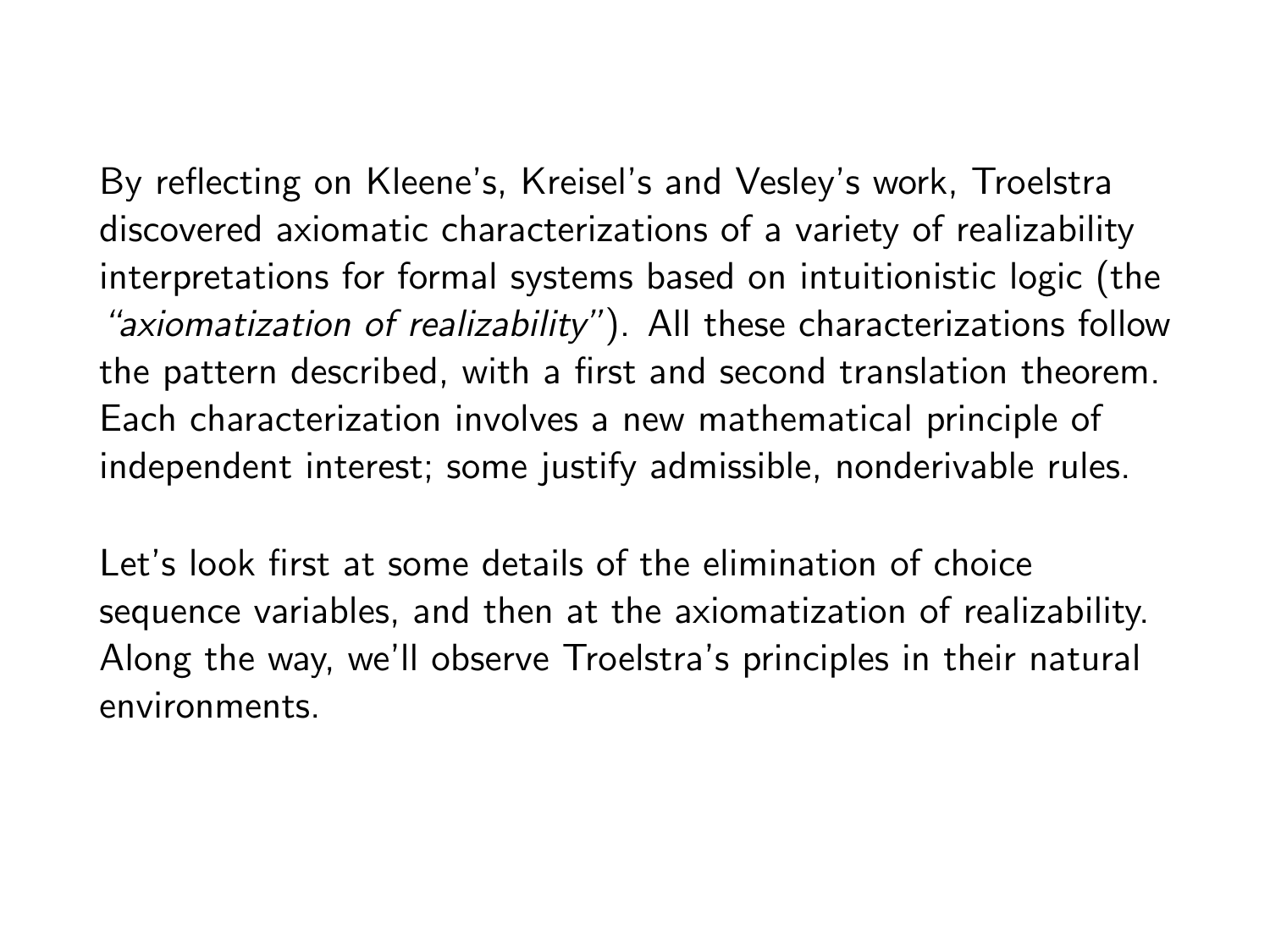By reflecting on Kleene's, Kreisel's and Vesley's work, Troelstra discovered axiomatic characterizations of a variety of realizability interpretations for formal systems based on intuitionistic logic (the *"axiomatization of realizability"*). All these characterizations follow the pattern described, with a first and second translation theorem. Each characterization involves a new mathematical principle of independent interest; some justify admissible, nonderivable rules.

Let's look first at some details of the elimination of choice sequence variables, and then at the axiomatization of realizability. Along the way, we'll observe Troelstra's principles in their natural environments.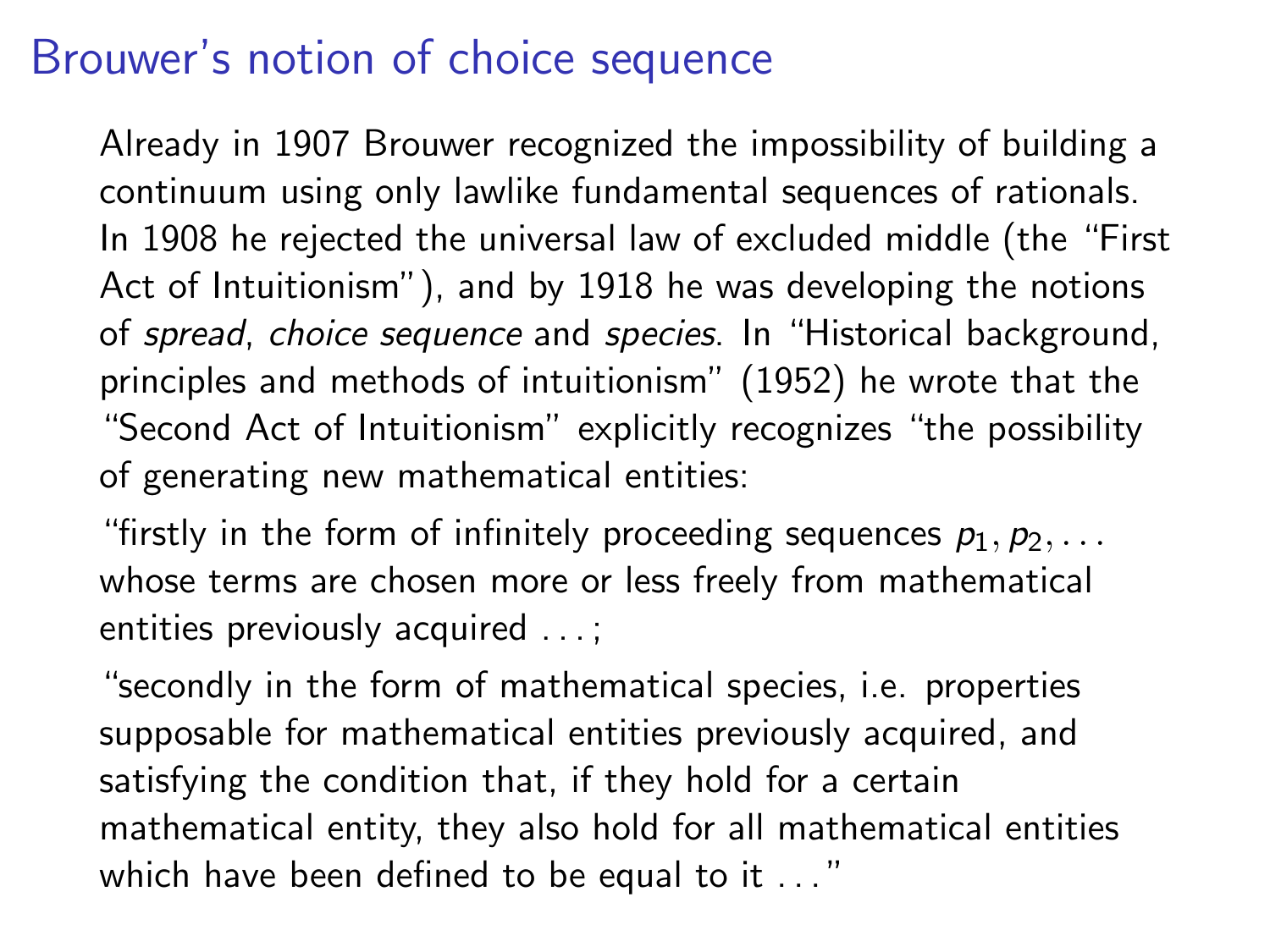# Brouwer's notion of choice sequence

Already in 1907 Brouwer recognized the impossibility of building a continuum using only lawlike fundamental sequences of rationals. In 1908 he rejected the universal law of excluded middle (the "First Act of Intuitionism"), and by 1918 he was developing the notions of *spread*, *choice sequence* and *species*. In "Historical background, principles and methods of intuitionism" (1952) he wrote that the "Second Act of Intuitionism" explicitly recognizes "the possibility of generating new mathematical entities:

"firstly in the form of infinitely proceeding sequences $p_1, p_2, \ldots$ whose terms are chosen more or less freely from mathematical entities previously acquired . . . ;

"secondly in the form of mathematical species, i.e. properties supposable for mathematical entities previously acquired, and satisfying the condition that, if they hold for a certain mathematical entity, they also hold for all mathematical entities which have been defined to be equal to it . . ."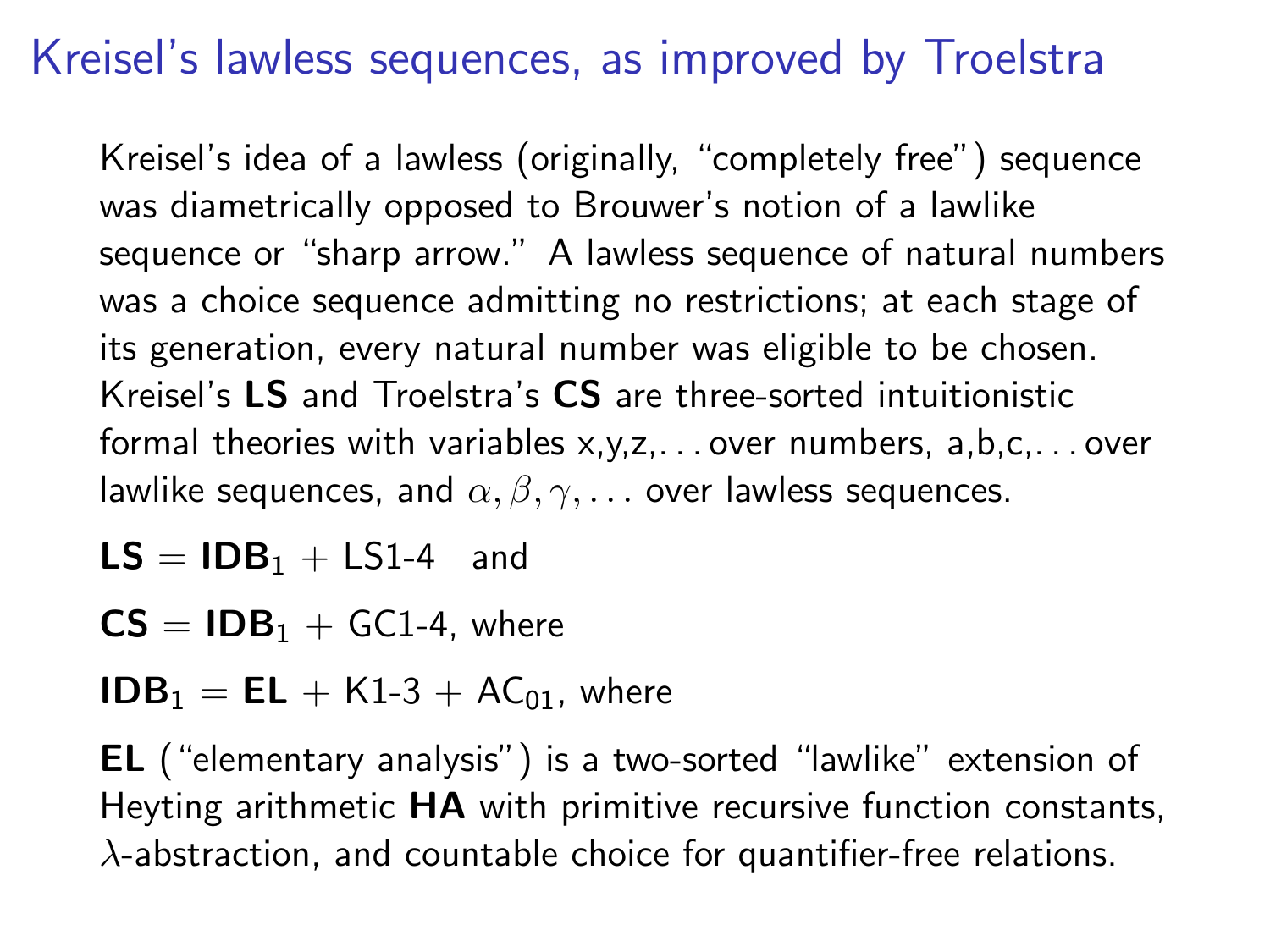# Kreisel's lawless sequences, as improved by Troelstra

Kreisel's idea of a lawless (originally, "completely free") sequence was diametrically opposed to Brouwer's notion of a lawlike sequence or "sharp arrow." A lawless sequence of natural numbers was a choice sequence admitting no restrictions; at each stage of its generation, every natural number was eligible to be chosen. Kreisel's **LS** and Troelstra's **CS** are three-sorted intuitionistic formal theories with variables x,y,z,... over numbers, a,b,c,... over lawlike sequences, and $\alpha, \beta, \gamma, \ldots$ over lawless sequences.

**LS** = $\mathbf{IDB}_1$ + LS1-4 and

**CS** = $\mathbf{IDB}_1$ + GC1-4, where

$\mathbf{IDB}_1$ = **EL** + K1-3 + $\mathrm{AC}_{01}$, where

**EL** ("elementary analysis") is a two-sorted "lawlike" extension of Heyting arithmetic **HA** with primitive recursive function constants, $\lambda$-abstraction, and countable choice for quantifier-free relations.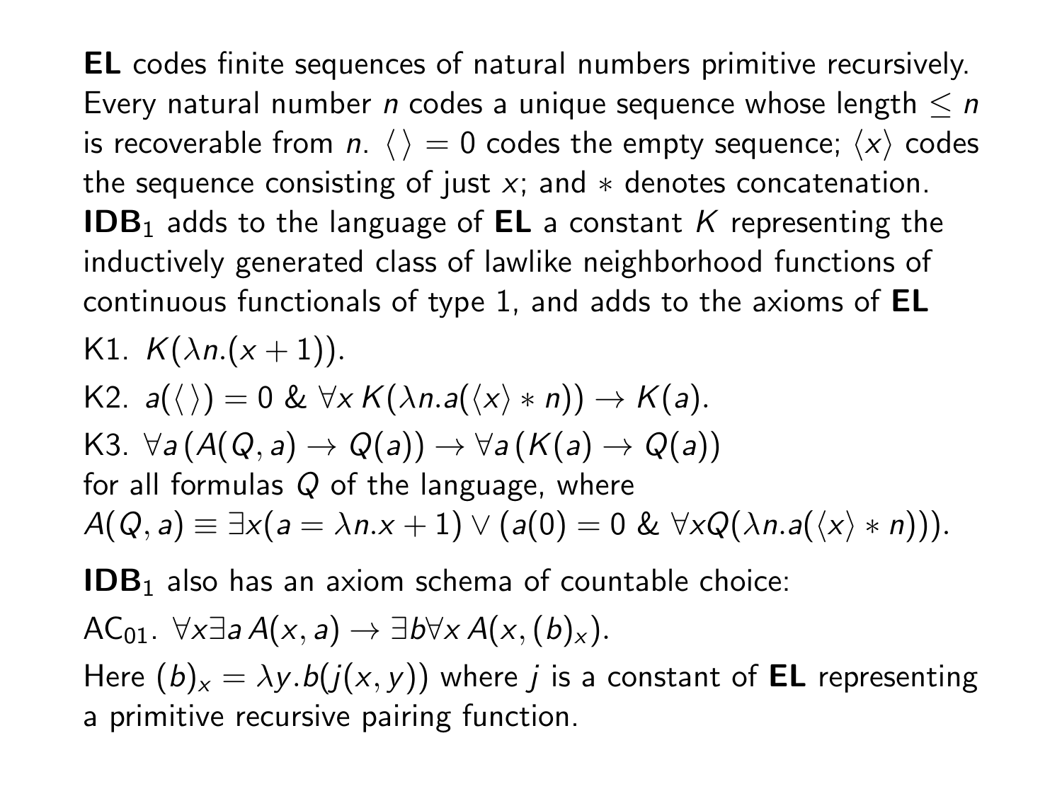**EL** codes finite sequences of natural numbers primitive recursively. Every natural number $n$ codes a unique sequence whose length $\leq n$ is recoverable from $n$. $\langle\,\rangle = 0$ codes the empty sequence; $\langle x \rangle$ codes the sequence consisting of just $x$; and $*$ denotes concatenation. $\mathbf{IDB}_1$ adds to the language of **EL** a constant $K$ representing the inductively generated class of lawlike neighborhood functions of continuous functionals of type 1, and adds to the axioms of **EL**

K1. $K(\lambda n.(x+1))$.

K2. $a(\langle\,\rangle) = 0 \;\&\; \forall x\, K(\lambda n.a(\langle x \rangle * n)) \rightarrow K(a)$.

K3. $\forall a\,(A(Q,a) \rightarrow Q(a)) \rightarrow \forall a\,(K(a) \rightarrow Q(a))$
for all formulas $Q$ of the language, where
$A(Q,a) \equiv \exists x(a = \lambda n.x+1) \vee (a(0) = 0 \;\&\; \forall x Q(\lambda n.a(\langle x \rangle * n)))$.

$\mathbf{IDB}_1$ also has an axiom schema of countable choice:

$\mathrm{AC}_{01}$. $\forall x \exists a\, A(x,a) \rightarrow \exists b \forall x\, A(x,(b)_x)$.

Here $(b)_x = \lambda y.b(j(x,y))$ where $j$ is a constant of **EL** representing a primitive recursive pairing function.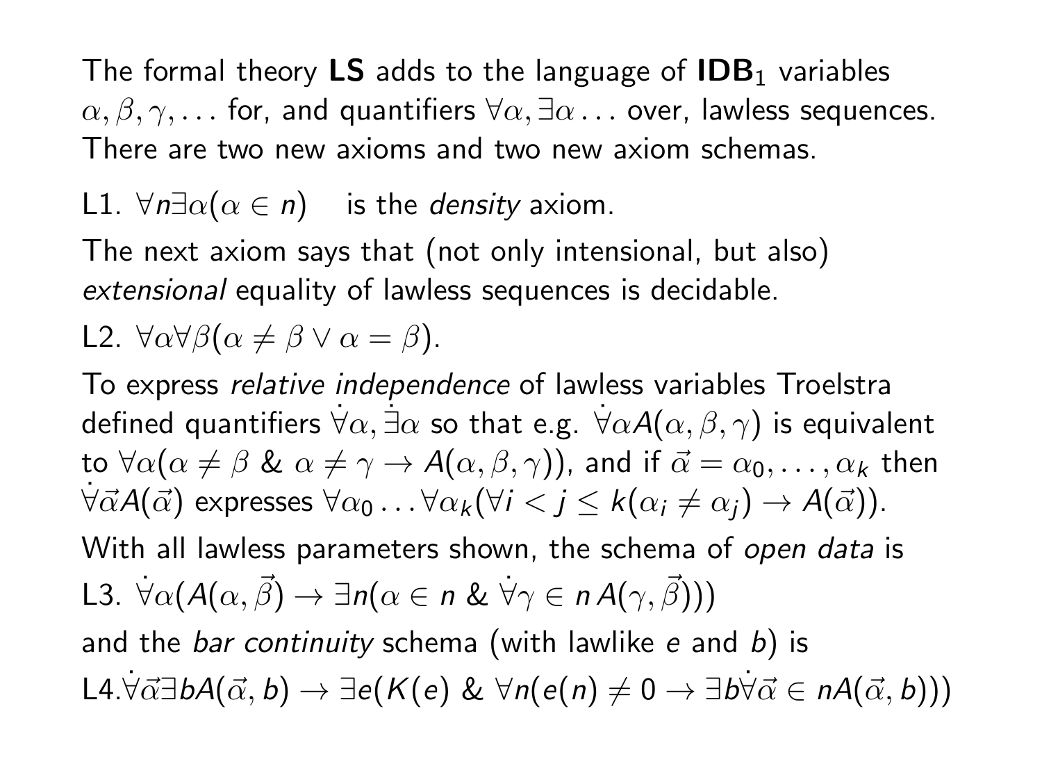The formal theory **LS** adds to the language of $\mathbf{IDB}_1$ variables $\alpha, \beta, \gamma, \ldots$ for, and quantifiers $\forall\alpha, \exists\alpha \ldots$ over, lawless sequences. There are two new axioms and two new axiom schemas.

L1. $\forall n \exists \alpha (\alpha \in n)$ is the *density* axiom.

The next axiom says that (not only intensional, but also) *extensional* equality of lawless sequences is decidable.

L2. $\forall \alpha \forall \beta (\alpha \neq \beta \vee \alpha = \beta)$.

To express *relative independence* of lawless variables Troelstra defined quantifiers $\dot{\forall}\alpha, \dot{\exists}\alpha$ so that e.g. $\dot{\forall}\alpha A(\alpha, \beta, \gamma)$ is equivalent to $\forall \alpha (\alpha \neq \beta \;\&\; \alpha \neq \gamma \rightarrow A(\alpha, \beta, \gamma))$, and if $\vec{\alpha} = \alpha_0, \ldots, \alpha_k$ then $\dot{\forall}\vec{\alpha} A(\vec{\alpha})$ expresses $\forall \alpha_0 \ldots \forall \alpha_k (\forall i < j \leq k (\alpha_i \neq \alpha_j) \rightarrow A(\vec{\alpha}))$.

With all lawless parameters shown, the schema of *open data* is

L3. $\dot{\forall}\alpha (A(\alpha, \vec{\beta}) \rightarrow \exists n (\alpha \in n \;\&\; \dot{\forall}\gamma \in n\, A(\gamma, \vec{\beta})))$

and the *bar continuity* schema (with lawlike $e$ and $b$) is

L4. $\dot{\forall}\vec{\alpha} \exists b A(\vec{\alpha}, b) \rightarrow \exists e (K(e) \;\&\; \forall n (e(n) \neq 0 \rightarrow \exists b \dot{\forall}\vec{\alpha} \in n A(\vec{\alpha}, b)))$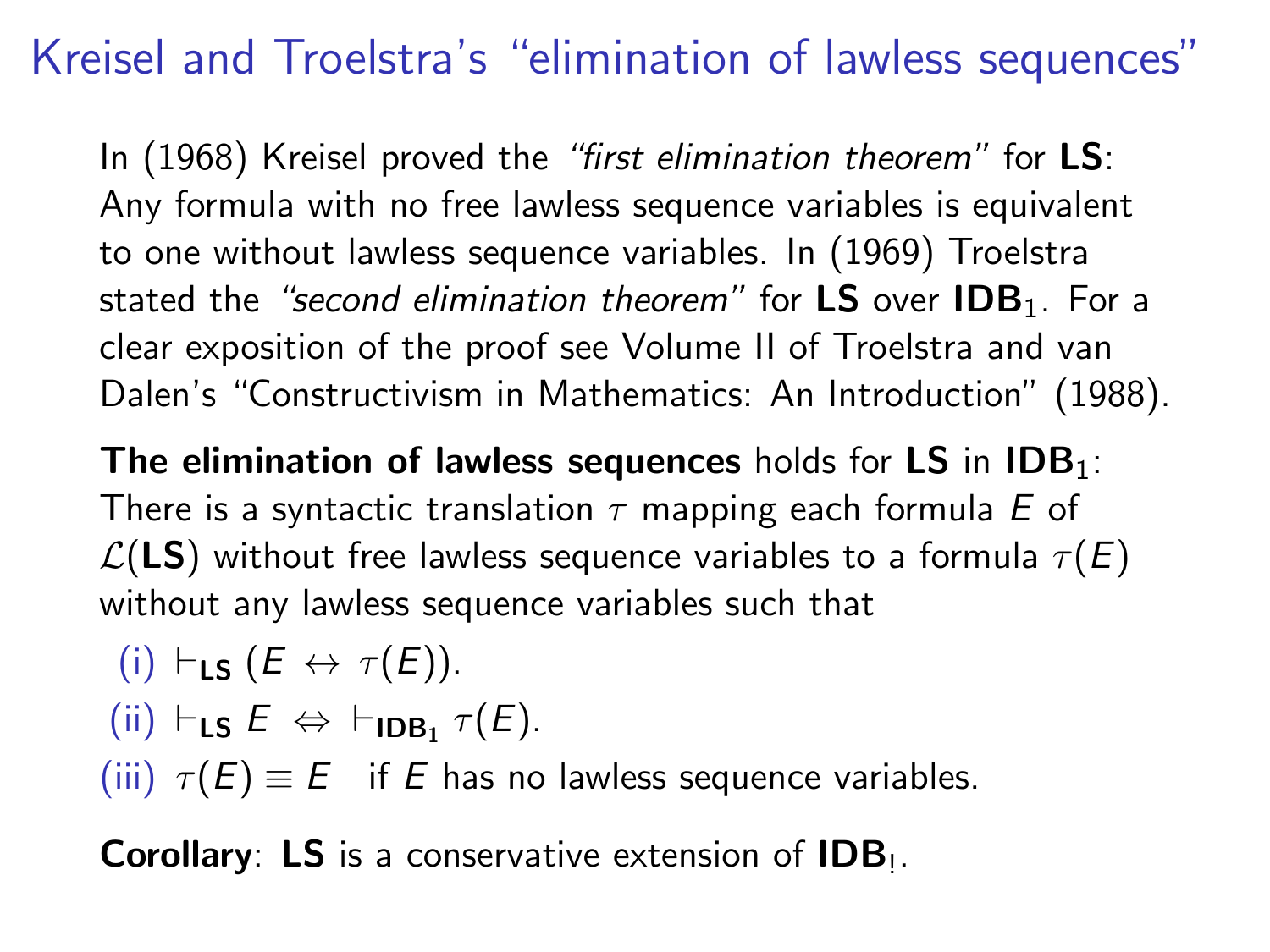# Kreisel and Troelstra's "elimination of lawless sequences"

In (1968) Kreisel proved the *"first elimination theorem"* for **LS**: Any formula with no free lawless sequence variables is equivalent to one without lawless sequence variables. In (1969) Troelstra stated the *"second elimination theorem"* for **LS** over $\mathbf{IDB}_1$. For a clear exposition of the proof see Volume II of Troelstra and van Dalen's "Constructivism in Mathematics: An Introduction" (1988).

**The elimination of lawless sequences** holds for **LS** in $\mathbf{IDB}_1$: There is a syntactic translation $\tau$ mapping each formula $E$ of $\mathcal{L}(\mathbf{LS})$ without free lawless sequence variables to a formula $\tau(E)$ without any lawless sequence variables such that

(i) $\vdash_{\mathbf{LS}} (E \leftrightarrow \tau(E))$.

(ii) $\vdash_{\mathbf{LS}} E \Leftrightarrow \vdash_{\mathbf{IDB_1}} \tau(E)$.

(iii) $\tau(E) \equiv E$ if $E$ has no lawless sequence variables.

**Corollary**: **LS** is a conservative extension of $\mathbf{IDB}_!$.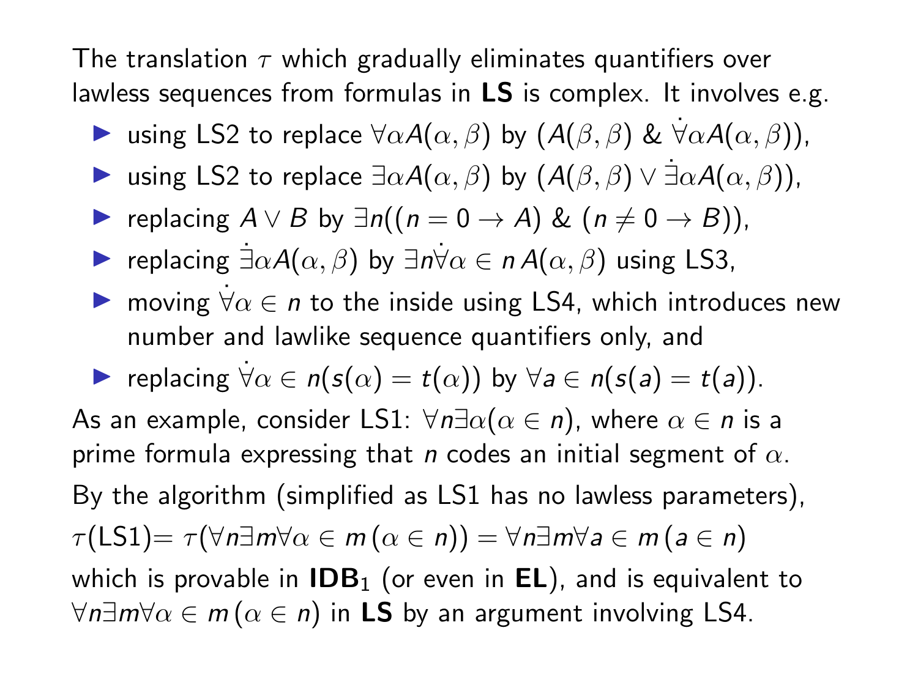The translation $\tau$ which gradually eliminates quantifiers over lawless sequences from formulas in **LS** is complex. It involves e.g.

- using LS2 to replace $\forall\alpha A(\alpha,\beta)$ by $(A(\beta,\beta)\ \&\ \dot{\forall}\alpha A(\alpha,\beta))$,
- using LS2 to replace $\exists\alpha A(\alpha,\beta)$ by $(A(\beta,\beta) \vee \dot{\exists}\alpha A(\alpha,\beta))$,
- replacing $A \vee B$ by $\exists n((n = 0 \to A)\ \&\ (n \neq 0 \to B))$,
- replacing $\dot{\exists}\alpha A(\alpha,\beta)$ by $\exists n \dot{\forall}\alpha \in n\, A(\alpha,\beta)$ using LS3,
- moving $\dot{\forall}\alpha \in n$ to the inside using LS4, which introduces new number and lawlike sequence quantifiers only, and
- replacing $\dot{\forall}\alpha \in n(s(\alpha) = t(\alpha))$ by $\forall a \in n(s(a) = t(a))$.

As an example, consider LS1: $\forall n \exists \alpha(\alpha \in n)$, where $\alpha \in n$ is a prime formula expressing that $n$ codes an initial segment of $\alpha$.

By the algorithm (simplified as LS1 has no lawless parameters),

$\tau$(LS1)$= \tau(\forall n \exists m \forall \alpha \in m\, (\alpha \in n)) = \forall n \exists m \forall a \in m\, (a \in n)$

which is provable in $\mathbf{IDB}_1$ (or even in **EL**), and is equivalent to $\forall n \exists m \forall \alpha \in m\, (\alpha \in n)$ in **LS** by an argument involving LS4.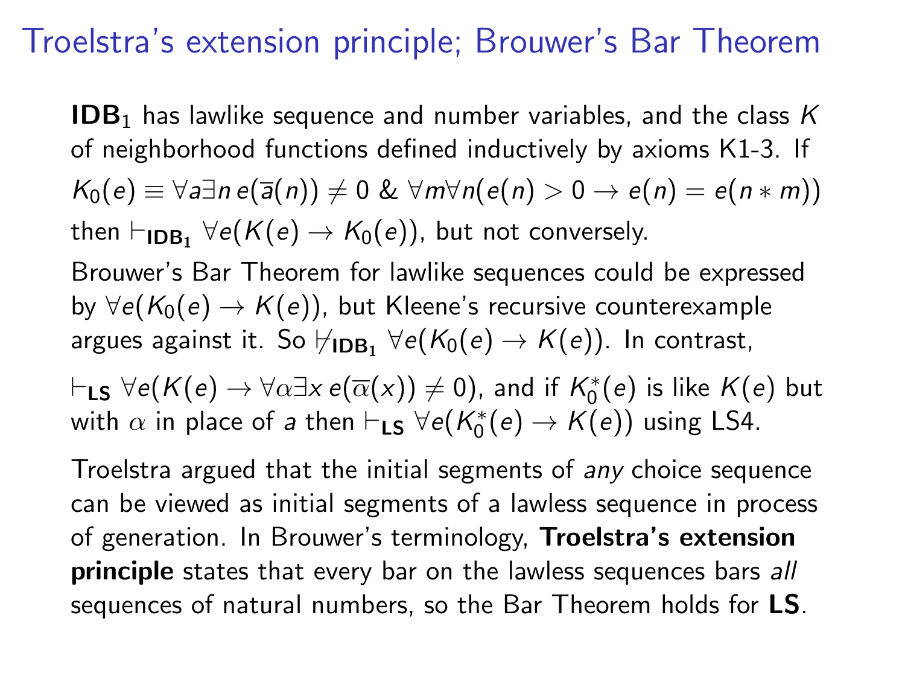# Troelstra's extension principle; Brouwer's Bar Theorem

$\mathbf{IDB}_1$ has lawlike sequence and number variables, and the class $K$ of neighborhood functions defined inductively by axioms K1-3. If $K_0(e) \equiv \forall a \exists n\, e(\overline{a}(n)) \neq 0 \;\&\; \forall m \forall n (e(n) > 0 \rightarrow e(n) = e(n * m))$ then $\vdash_{\mathbf{IDB_1}} \forall e(K(e) \rightarrow K_0(e))$, but not conversely.

Brouwer's Bar Theorem for lawlike sequences could be expressed by $\forall e(K_0(e) \rightarrow K(e))$, but Kleene's recursive counterexample argues against it. So $\nvdash_{\mathbf{IDB_1}} \forall e(K_0(e) \rightarrow K(e))$. In contrast,

$\vdash_{\mathbf{LS}} \forall e(K(e) \rightarrow \forall \alpha \exists x\, e(\overline{\alpha}(x)) \neq 0)$, and if $K_0^*(e)$ is like $K(e)$ but with $\alpha$ in place of $a$ then $\vdash_{\mathbf{LS}} \forall e(K_0^*(e) \rightarrow K(e))$ using LS4.

Troelstra argued that the initial segments of *any* choice sequence can be viewed as initial segments of a lawless sequence in process of generation. In Brouwer's terminology, **Troelstra's extension principle** states that every bar on the lawless sequences bars *all* sequences of natural numbers, so the Bar Theorem holds for **LS**.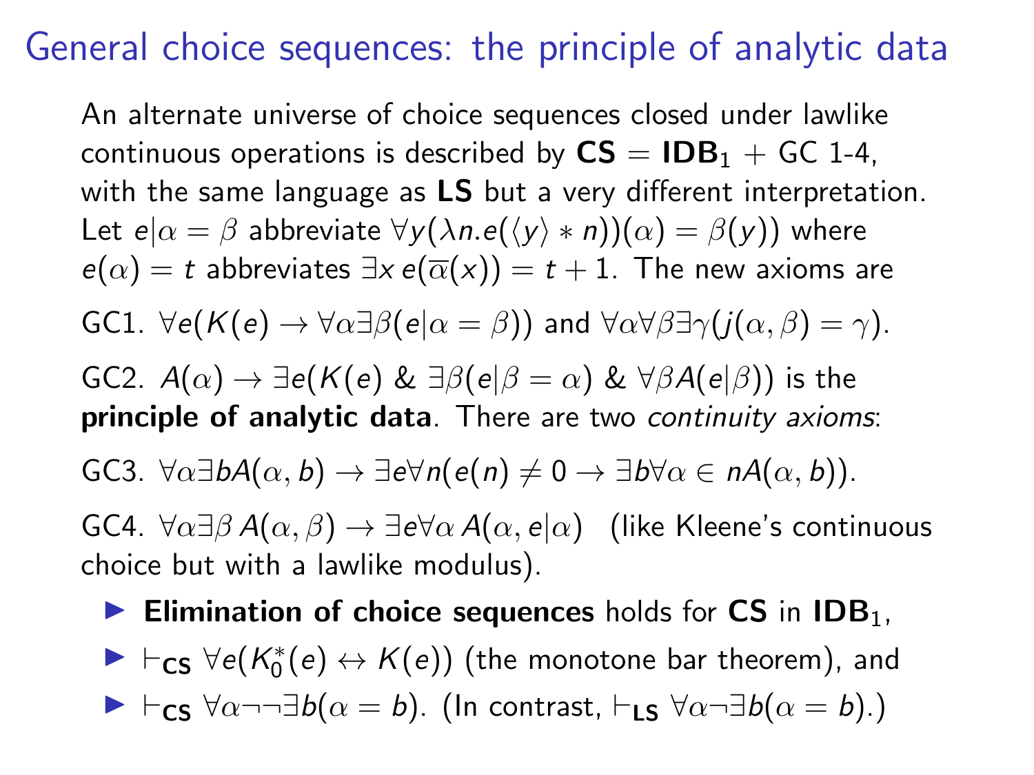# General choice sequences: the principle of analytic data

An alternate universe of choice sequences closed under lawlike continuous operations is described by **CS** = **IDB**$_1$ + GC 1-4, with the same language as **LS** but a very different interpretation. Let $e|\alpha = \beta$ abbreviate $\forall y(\lambda n.e(\langle y \rangle * n))(\alpha) = \beta(y))$ where $e(\alpha) = t$ abbreviates $\exists x\, e(\overline{\alpha}(x)) = t + 1$. The new axioms are

GC1. $\forall e(K(e) \rightarrow \forall \alpha \exists \beta (e|\alpha = \beta))$ and $\forall \alpha \forall \beta \exists \gamma (j(\alpha, \beta) = \gamma)$.

GC2. $A(\alpha) \rightarrow \exists e(K(e)\ \&\ \exists \beta (e|\beta = \alpha)\ \&\ \forall \beta A(e|\beta))$ is the **principle of analytic data**. There are two *continuity axioms*:

GC3. $\forall \alpha \exists b A(\alpha, b) \rightarrow \exists e \forall n(e(n) \neq 0 \rightarrow \exists b \forall \alpha \in n A(\alpha, b))$.

GC4. $\forall \alpha \exists \beta\, A(\alpha, \beta) \rightarrow \exists e \forall \alpha\, A(\alpha, e|\alpha)$ (like Kleene's continuous choice but with a lawlike modulus).

- **Elimination of choice sequences** holds for **CS** in **IDB**$_1$,
- $\vdash_{\mathbf{CS}} \forall e(K_0^*(e) \leftrightarrow K(e))$ (the monotone bar theorem), and
- $\vdash_{\mathbf{CS}} \forall \alpha \neg\neg \exists b(\alpha = b)$. (In contrast, $\vdash_{\mathbf{LS}} \forall \alpha \neg \exists b(\alpha = b)$.)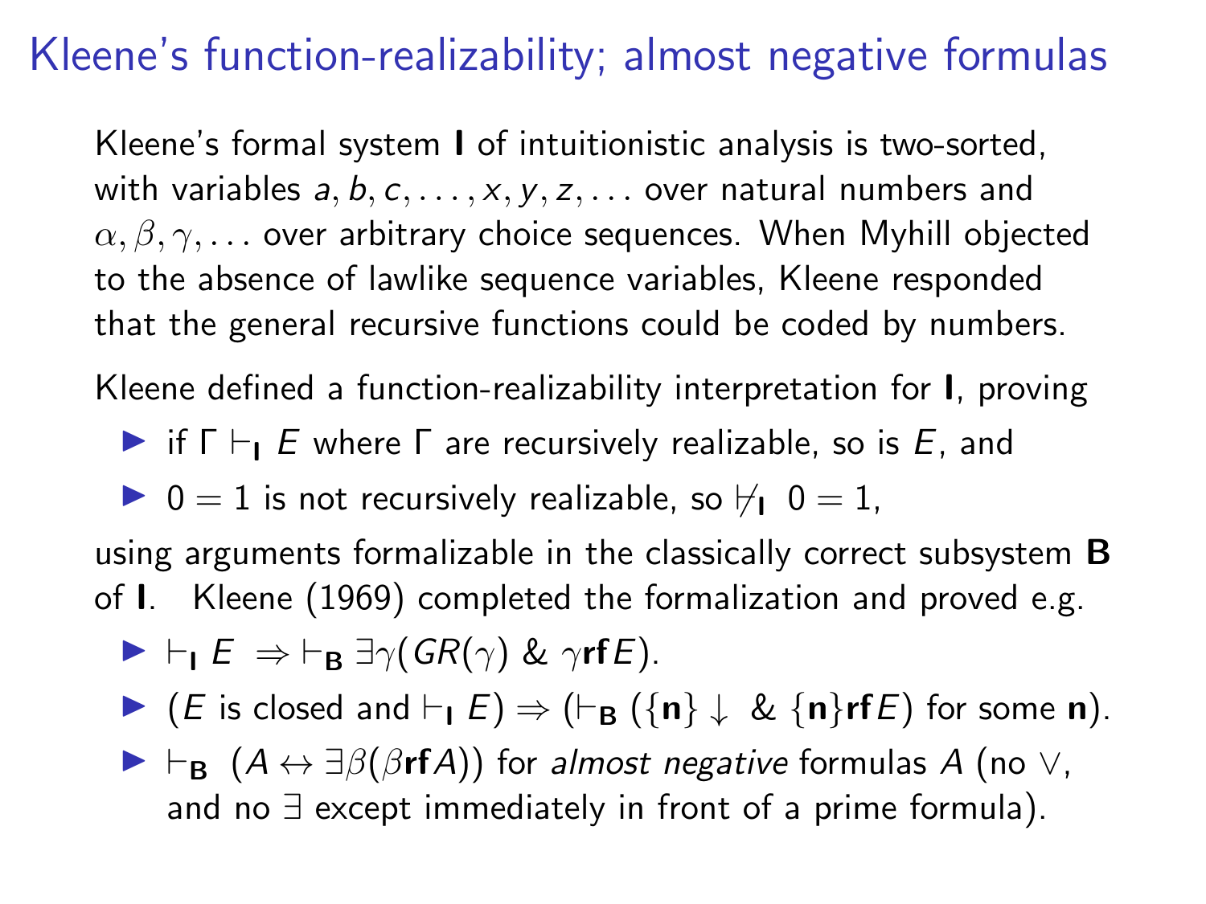# Kleene's function-realizability; almost negative formulas

Kleene's formal system **I** of intuitionistic analysis is two-sorted, with variables $a, b, c, \ldots, x, y, z, \ldots$ over natural numbers and $\alpha, \beta, \gamma, \ldots$ over arbitrary choice sequences. When Myhill objected to the absence of lawlike sequence variables, Kleene responded that the general recursive functions could be coded by numbers.

Kleene defined a function-realizability interpretation for **I**, proving

- if $\Gamma \vdash_{\mathbf{I}} E$ where $\Gamma$ are recursively realizable, so is $E$, and
- $0 = 1$ is not recursively realizable, so $\not\vdash_{\mathbf{I}}\ 0 = 1$,

using arguments formalizable in the classically correct subsystem **B** of **I**. Kleene (1969) completed the formalization and proved e.g.

- $\vdash_{\mathbf{I}} E \ \Rightarrow \vdash_{\mathbf{B}} \exists\gamma(GR(\gamma)\ \&\ \gamma\,\mathbf{rf}\,E)$.
- ($E$ is closed and $\vdash_{\mathbf{I}} E$) $\Rightarrow$ ($\vdash_{\mathbf{B}} (\{\mathbf{n}\}\downarrow\ \&\ \{\mathbf{n}\}\mathbf{rf}\,E)$ for some $\mathbf{n}$).
- $\vdash_{\mathbf{B}}\ (A \leftrightarrow \exists\beta(\beta\,\mathbf{rf}\,A))$ for *almost negative* formulas $A$ (no $\vee$, and no $\exists$ except immediately in front of a prime formula).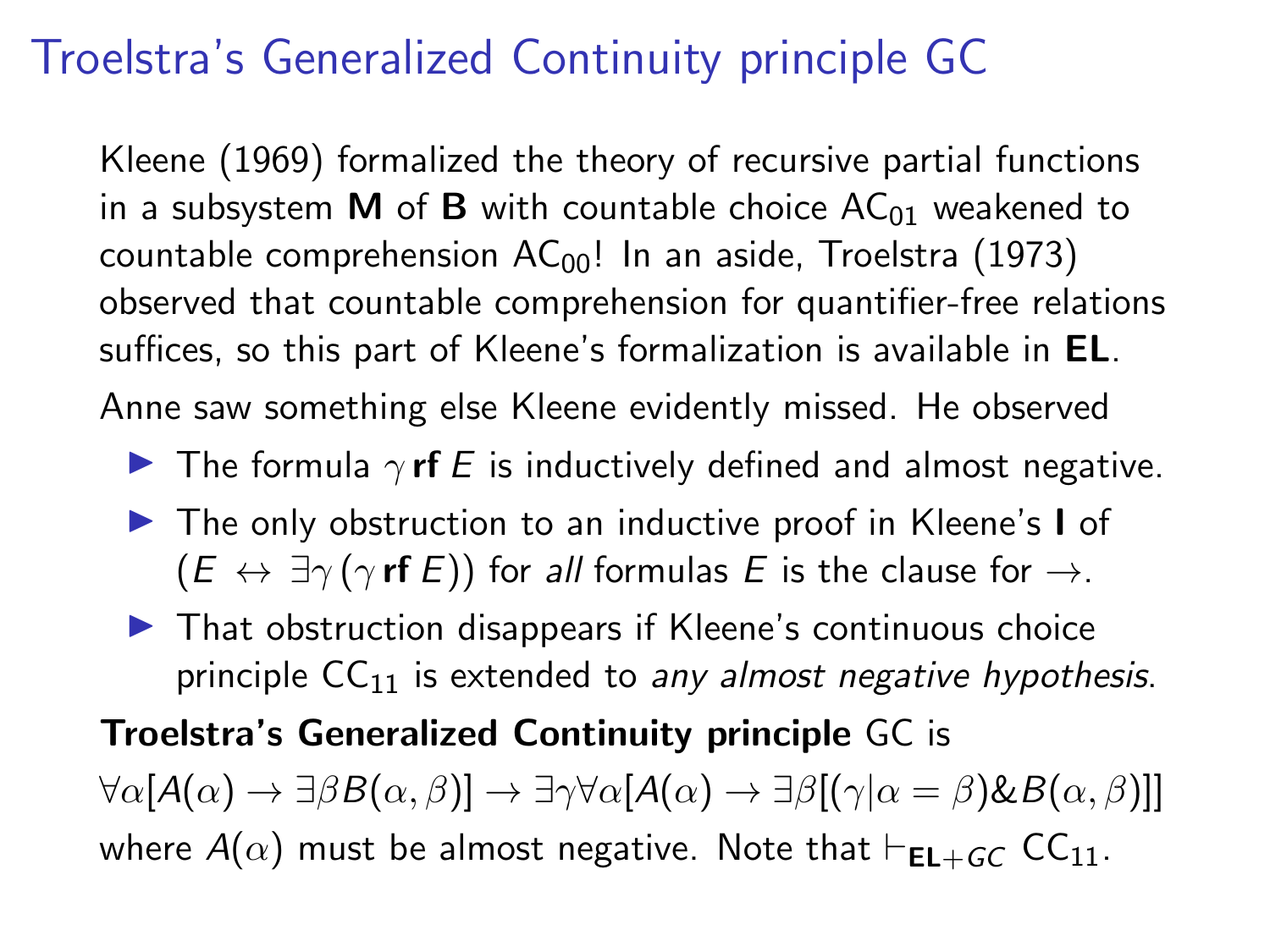# Troelstra's Generalized Continuity principle GC

Kleene (1969) formalized the theory of recursive partial functions in a subsystem **M** of **B** with countable choice $AC_{01}$ weakened to countable comprehension $AC_{00}$! In an aside, Troelstra (1973) observed that countable comprehension for quantifier-free relations suffices, so this part of Kleene's formalization is available in **EL**.

Anne saw something else Kleene evidently missed. He observed

- The formula $\gamma\,\mathbf{rf}\,E$ is inductively defined and almost negative.
- The only obstruction to an inductive proof in Kleene's **I** of $(E \leftrightarrow \exists\gamma\,(\gamma\,\mathbf{rf}\,E))$ for *all* formulas $E$ is the clause for $\rightarrow$.
- That obstruction disappears if Kleene's continuous choice principle $CC_{11}$ is extended to *any almost negative hypothesis*.

**Troelstra's Generalized Continuity principle** GC is

$\forall\alpha[A(\alpha) \rightarrow \exists\beta B(\alpha,\beta)] \rightarrow \exists\gamma\forall\alpha[A(\alpha) \rightarrow \exists\beta[(\gamma|\alpha = \beta)\&B(\alpha,\beta)]]$

where $A(\alpha)$ must be almost negative. Note that $\vdash_{\mathbf{EL}+GC} CC_{11}$.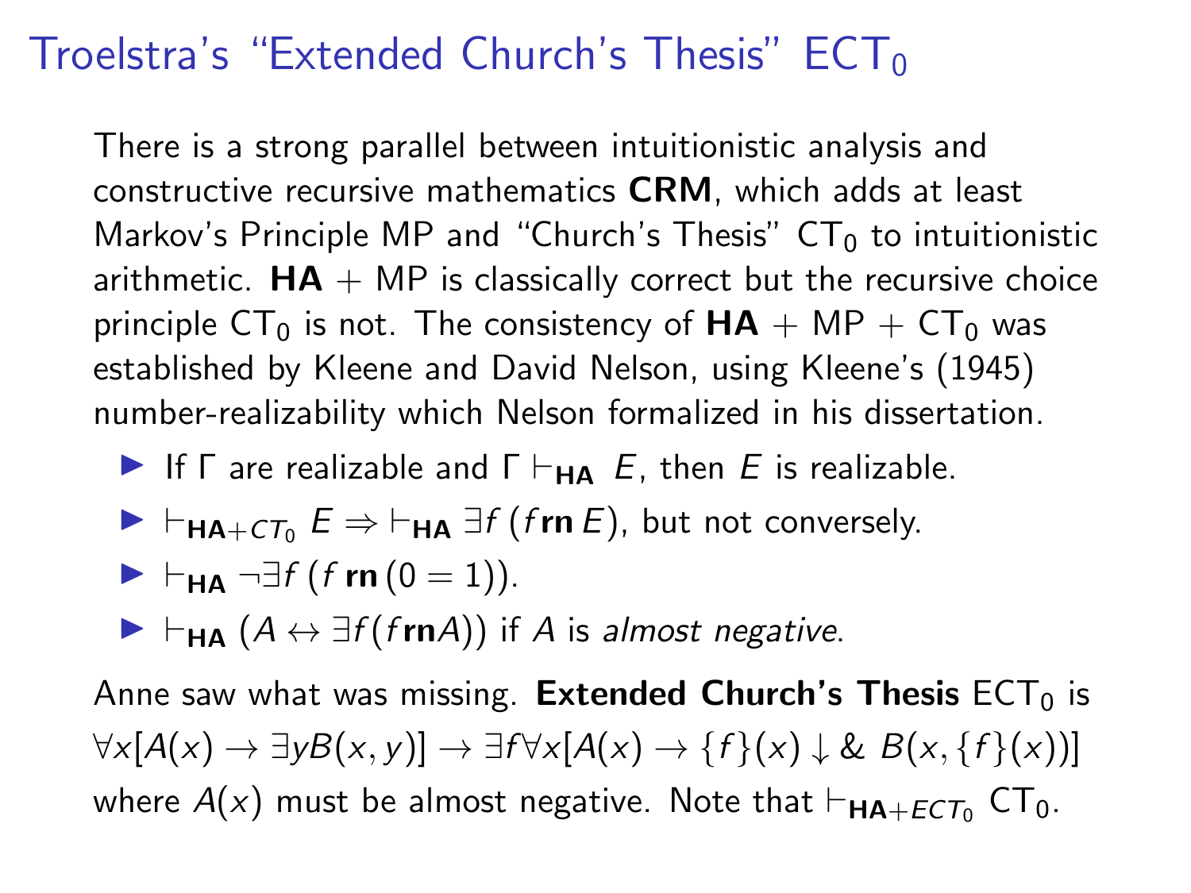# Troelstra's "Extended Church's Thesis" $\mathrm{ECT}_0$

There is a strong parallel between intuitionistic analysis and constructive recursive mathematics **CRM**, which adds at least Markov's Principle MP and "Church's Thesis" $\mathrm{CT}_0$ to intuitionistic arithmetic. **HA** + MP is classically correct but the recursive choice principle $\mathrm{CT}_0$ is not. The consistency of **HA** + MP + $\mathrm{CT}_0$ was established by Kleene and David Nelson, using Kleene's (1945) number-realizability which Nelson formalized in his dissertation.

- If $\Gamma$ are realizable and $\Gamma \vdash_{\mathbf{HA}} E$, then $E$ is realizable.
- $\vdash_{\mathbf{HA}+CT_0} E \Rightarrow \vdash_{\mathbf{HA}} \exists f\,(f\,\mathbf{rn}\,E)$, but not conversely.
- $\vdash_{\mathbf{HA}} \neg\exists f\,(f\,\mathbf{rn}\,(0=1))$.
- $\vdash_{\mathbf{HA}} (A \leftrightarrow \exists f(f\mathbf{rn}A))$ if $A$ is *almost negative*.

Anne saw what was missing. **Extended Church's Thesis** $\mathrm{ECT}_0$ is $\forall x[A(x) \to \exists y B(x,y)] \to \exists f \forall x[A(x) \to \{f\}(x)\downarrow \,\&\, B(x,\{f\}(x))]$ where $A(x)$ must be almost negative. Note that $\vdash_{\mathbf{HA}+ECT_0} \mathrm{CT}_0$.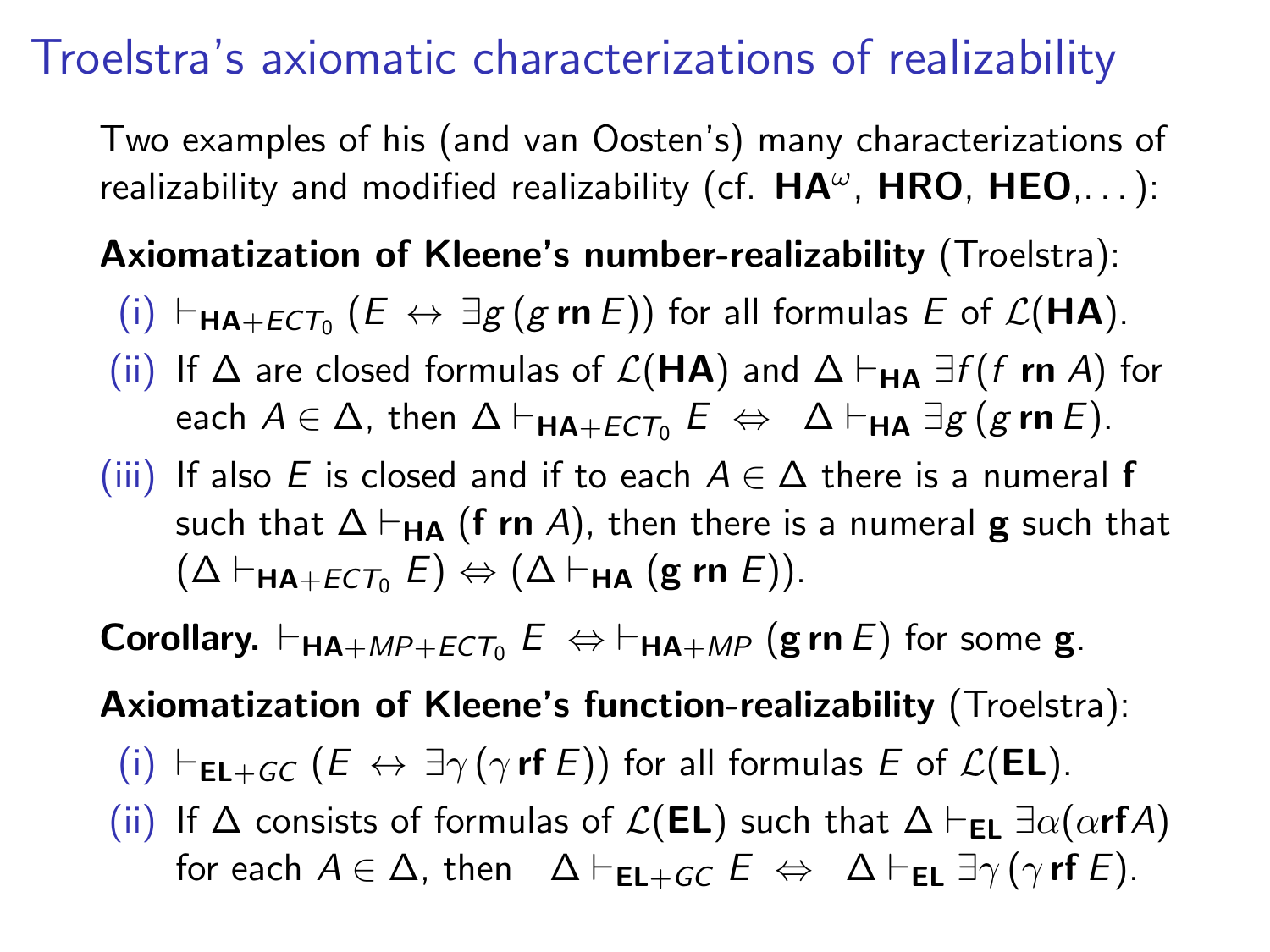# Troelstra's axiomatic characterizations of realizability

Two examples of his (and van Oosten's) many characterizations of realizability and modified realizability (cf. $\mathbf{HA}^\omega$, **HRO**, **HEO**,...):

**Axiomatization of Kleene's number-realizability** (Troelstra):

(i) $\vdash_{\mathbf{HA}+ECT_0} (E \leftrightarrow \exists g\,(g\,\mathbf{rn}\,E))$ for all formulas $E$ of $\mathcal{L}(\mathbf{HA})$.

(ii) If $\Delta$ are closed formulas of $\mathcal{L}(\mathbf{HA})$ and $\Delta \vdash_{\mathbf{HA}} \exists f(f\ \mathbf{rn}\ A)$ for each $A \in \Delta$, then $\Delta \vdash_{\mathbf{HA}+ECT_0} E \;\Leftrightarrow\; \Delta \vdash_{\mathbf{HA}} \exists g\,(g\,\mathbf{rn}\,E)$.

(iii) If also $E$ is closed and if to each $A \in \Delta$ there is a numeral $\mathbf{f}$ such that $\Delta \vdash_{\mathbf{HA}} (\mathbf{f}\ \mathbf{rn}\ A)$, then there is a numeral $\mathbf{g}$ such that $(\Delta \vdash_{\mathbf{HA}+ECT_0} E) \Leftrightarrow (\Delta \vdash_{\mathbf{HA}} (\mathbf{g}\ \mathbf{rn}\ E))$.

**Corollary.** $\vdash_{\mathbf{HA}+MP+ECT_0} E \;\Leftrightarrow \vdash_{\mathbf{HA}+MP} (\mathbf{g}\,\mathbf{rn}\,E)$ for some $\mathbf{g}$.

**Axiomatization of Kleene's function-realizability** (Troelstra):

(i) $\vdash_{\mathbf{EL}+GC} (E \leftrightarrow \exists \gamma\,(\gamma\,\mathbf{rf}\,E))$ for all formulas $E$ of $\mathcal{L}(\mathbf{EL})$.

(ii) If $\Delta$ consists of formulas of $\mathcal{L}(\mathbf{EL})$ such that $\Delta \vdash_{\mathbf{EL}} \exists \alpha(\alpha \mathbf{rf} A)$ for each $A \in \Delta$, then $\Delta \vdash_{\mathbf{EL}+GC} E \;\Leftrightarrow\; \Delta \vdash_{\mathbf{EL}} \exists \gamma\,(\gamma\,\mathbf{rf}\,E)$.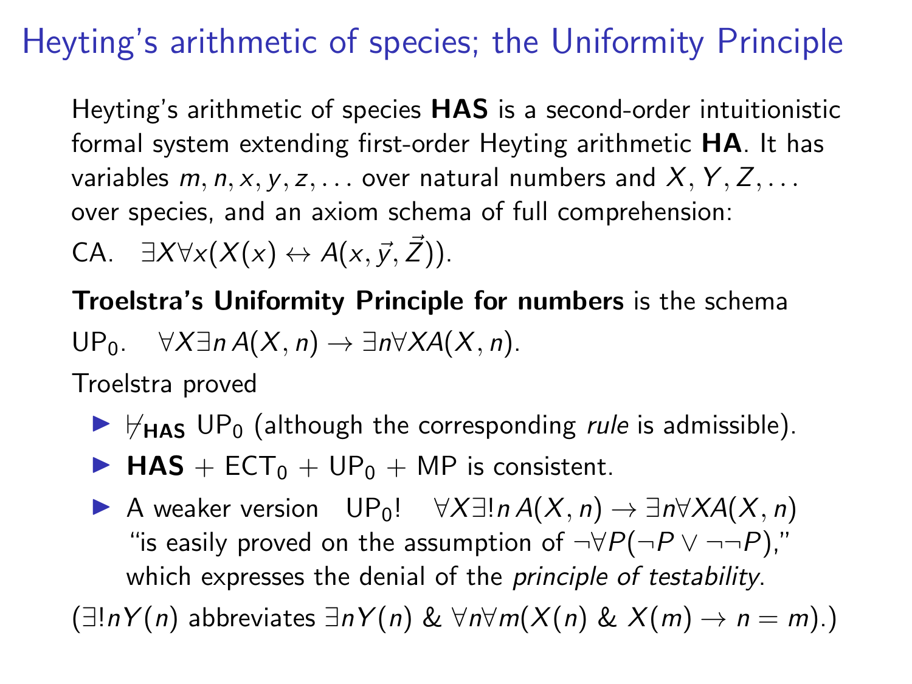# Heyting's arithmetic of species; the Uniformity Principle

Heyting's arithmetic of species **HAS** is a second-order intuitionistic formal system extending first-order Heyting arithmetic **HA**. It has variables $m, n, x, y, z, \ldots$ over natural numbers and $X, Y, Z, \ldots$ over species, and an axiom schema of full comprehension:

CA. $\exists X \forall x (X(x) \leftrightarrow A(x, \vec{y}, \vec{Z}))$.

**Troelstra's Uniformity Principle for numbers** is the schema

$\mathrm{UP}_0$. $\forall X \exists n\, A(X, n) \rightarrow \exists n \forall X A(X, n)$.

Troelstra proved

- $\nvdash_{\mathbf{HAS}}$ $\mathrm{UP}_0$ (although the corresponding *rule* is admissible).
- **HAS** + $\mathrm{ECT}_0$ + $\mathrm{UP}_0$ + MP is consistent.
- A weaker version $\mathrm{UP}_0!$ $\forall X \exists! n\, A(X, n) \rightarrow \exists n \forall X A(X, n)$ "is easily proved on the assumption of $\neg \forall P (\neg P \vee \neg\neg P)$," which expresses the denial of the *principle of testability*.

($\exists! n Y(n)$ abbreviates $\exists n Y(n)$ & $\forall n \forall m (X(n)$ & $X(m) \rightarrow n = m)$.)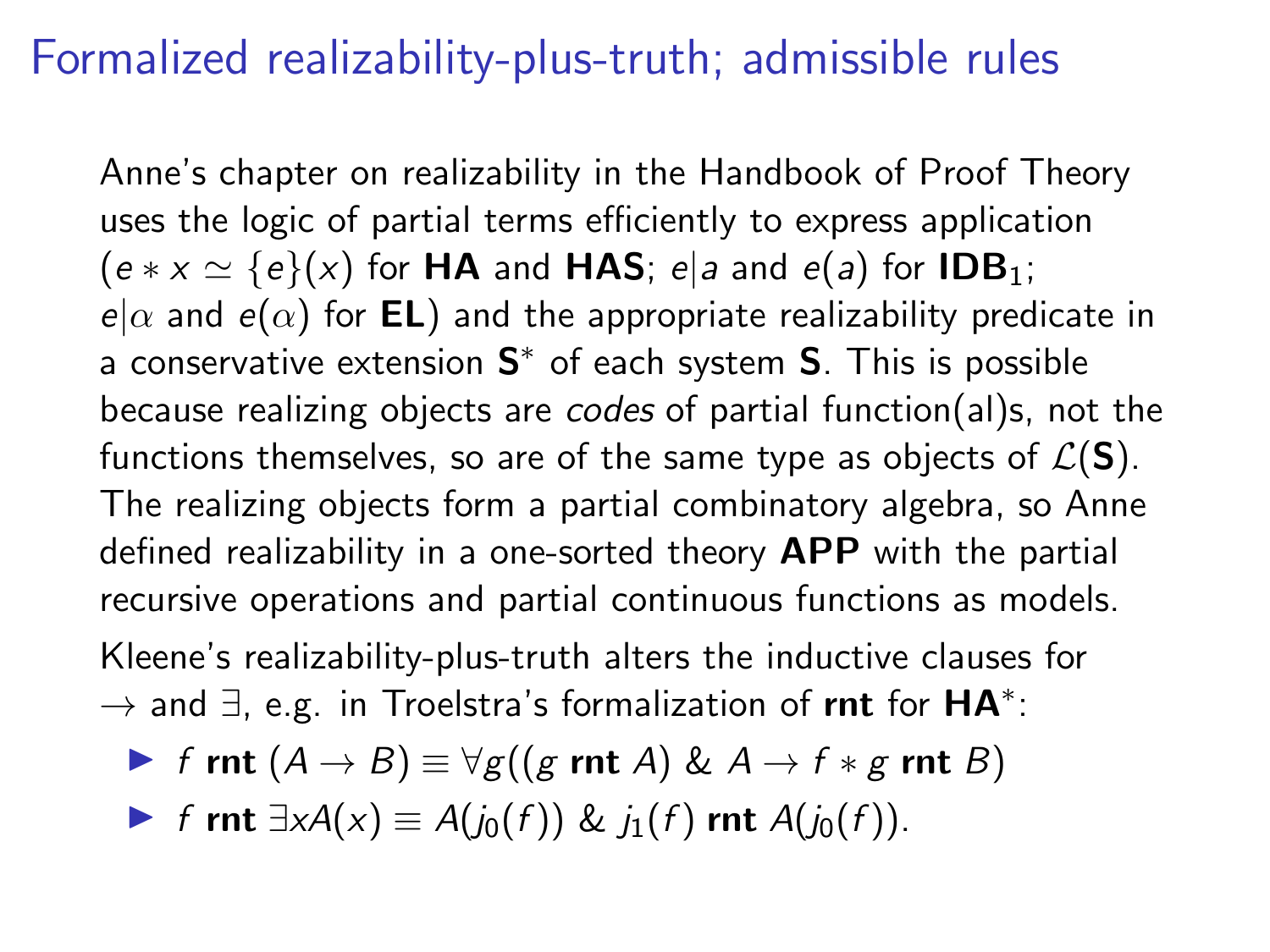# Formalized realizability-plus-truth; admissible rules

Anne's chapter on realizability in the Handbook of Proof Theory uses the logic of partial terms efficiently to express application ($e * x \simeq \{e\}(x)$ for **HA** and **HAS**; $e|a$ and $e(a)$ for $\mathbf{IDB}_1$; $e|\alpha$ and $e(\alpha)$ for **EL**) and the appropriate realizability predicate in a conservative extension $\mathbf{S}^*$ of each system **S**. This is possible because realizing objects are *codes* of partial function(al)s, not the functions themselves, so are of the same type as objects of $\mathcal{L}(\mathbf{S})$. The realizing objects form a partial combinatory algebra, so Anne defined realizability in a one-sorted theory **APP** with the partial recursive operations and partial continuous functions as models.

Kleene's realizability-plus-truth alters the inductive clauses for $\rightarrow$ and $\exists$, e.g. in Troelstra's formalization of **rnt** for $\mathbf{HA}^*$:

- $f$ **rnt** $(A \rightarrow B) \equiv \forall g((g$ **rnt** $A)$ & $A \rightarrow f * g$ **rnt** $B)$
- $f$ **rnt** $\exists x A(x) \equiv A(j_0(f))$ & $j_1(f)$ **rnt** $A(j_0(f))$.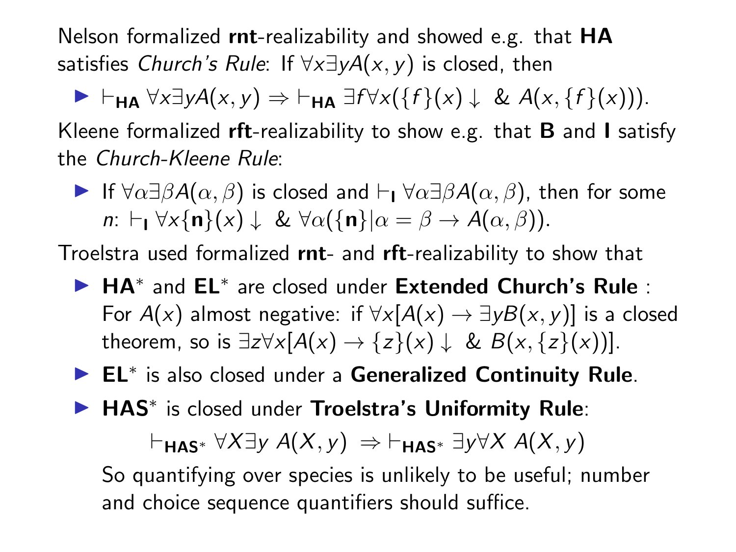Nelson formalized **rnt**-realizability and showed e.g. that **HA** satisfies *Church's Rule*: If $\forall x \exists y A(x,y)$ is closed, then

- $\vdash_{\mathbf{HA}} \forall x \exists y A(x,y) \Rightarrow \vdash_{\mathbf{HA}} \exists f \forall x(\{f\}(x)\downarrow \ \& \ A(x, \{f\}(x)))$.

Kleene formalized **rft**-realizability to show e.g. that **B** and **I** satisfy the *Church-Kleene Rule*:

- If $\forall \alpha \exists \beta A(\alpha, \beta)$ is closed and $\vdash_{\mathbf{I}} \forall \alpha \exists \beta A(\alpha, \beta)$, then for some $n$: $\vdash_{\mathbf{I}} \forall x \{\mathbf{n}\}(x)\downarrow \ \& \ \forall \alpha(\{\mathbf{n}\}|\alpha = \beta \rightarrow A(\alpha, \beta))$.

Troelstra used formalized **rnt**- and **rft**-realizability to show that

- **HA**$^*$ and **EL**$^*$ are closed under **Extended Church's Rule** : For $A(x)$ almost negative: if $\forall x[A(x) \rightarrow \exists y B(x,y)]$ is a closed theorem, so is $\exists z \forall x[A(x) \rightarrow \{z\}(x)\downarrow \ \& \ B(x, \{z\}(x))]$.
- **EL**$^*$ is also closed under a **Generalized Continuity Rule**.
- **HAS**$^*$ is closed under **Troelstra's Uniformity Rule**:

  $$\vdash_{\mathbf{HAS}^*} \forall X \exists y \ A(X,y) \ \Rightarrow \vdash_{\mathbf{HAS}^*} \exists y \forall X \ A(X,y)$$

  So quantifying over species is unlikely to be useful; number and choice sequence quantifiers should suffice.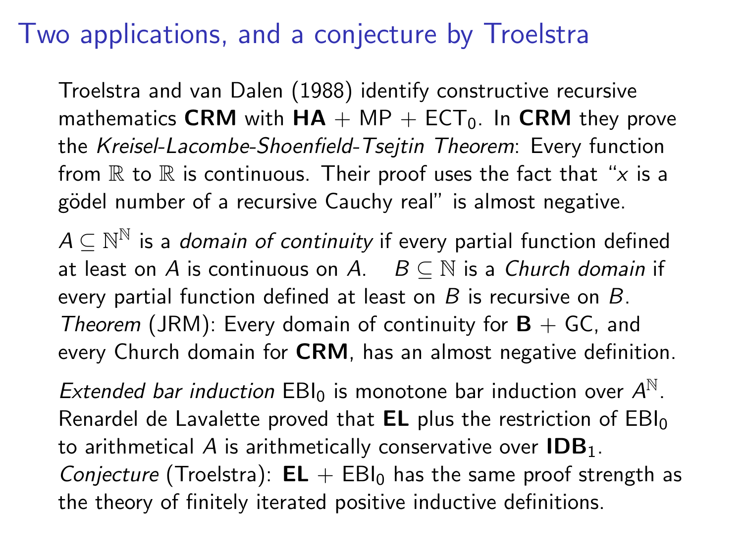# Two applications, and a conjecture by Troelstra

Troelstra and van Dalen (1988) identify constructive recursive mathematics **CRM** with **HA** + MP + $\mathrm{ECT}_0$. In **CRM** they prove the *Kreisel-Lacombe-Shoenfield-Tsejtin Theorem*: Every function from $\mathbb{R}$ to $\mathbb{R}$ is continuous. Their proof uses the fact that "$x$ is a gödel number of a recursive Cauchy real" is almost negative.

$A \subseteq \mathbb{N}^{\mathbb{N}}$ is a *domain of continuity* if every partial function defined at least on $A$ is continuous on $A$. $B \subseteq \mathbb{N}$ is a *Church domain* if every partial function defined at least on $B$ is recursive on $B$. *Theorem* (JRM): Every domain of continuity for **B** + GC, and every Church domain for **CRM**, has an almost negative definition.

*Extended bar induction* $\mathrm{EBI}_0$ is monotone bar induction over $A^{\mathbb{N}}$. Renardel de Lavalette proved that **EL** plus the restriction of $\mathrm{EBI}_0$ to arithmetical $A$ is arithmetically conservative over $\mathbf{IDB}_1$. *Conjecture* (Troelstra): **EL** + $\mathrm{EBI}_0$ has the same proof strength as the theory of finitely iterated positive inductive definitions.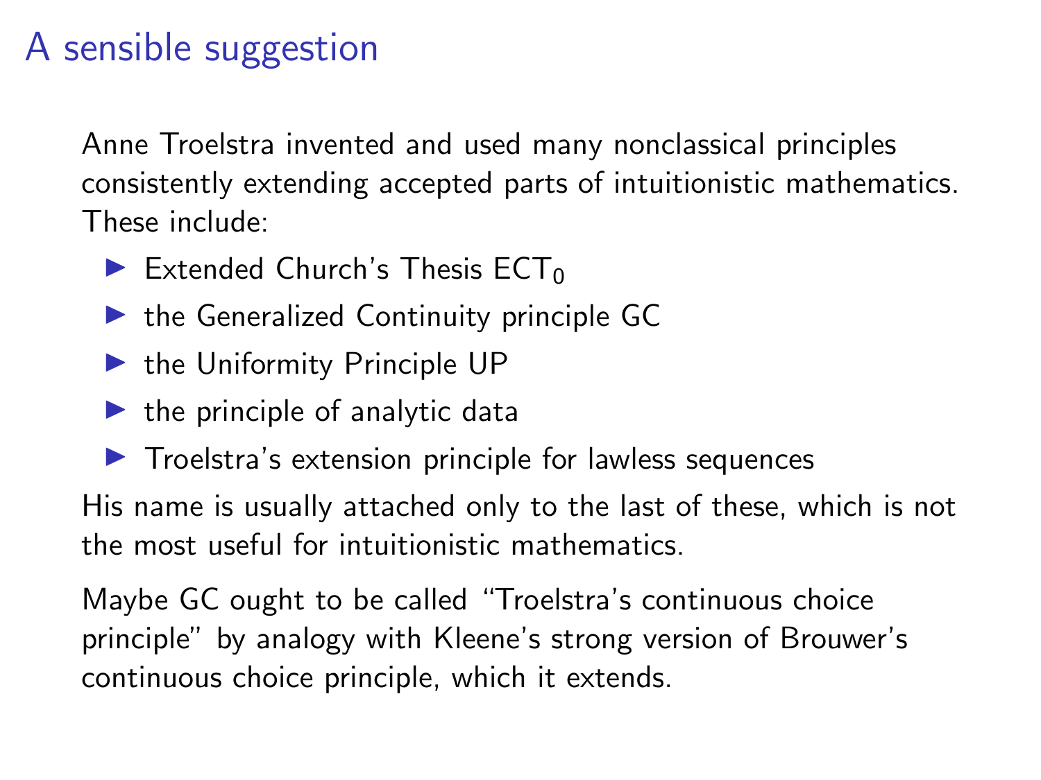# A sensible suggestion

Anne Troelstra invented and used many nonclassical principles consistently extending accepted parts of intuitionistic mathematics. These include:

- Extended Church's Thesis $\mathsf{ECT}_0$
- the Generalized Continuity principle GC
- the Uniformity Principle UP
- the principle of analytic data
- Troelstra's extension principle for lawless sequences

His name is usually attached only to the last of these, which is not the most useful for intuitionistic mathematics.

Maybe GC ought to be called "Troelstra's continuous choice principle" by analogy with Kleene's strong version of Brouwer's continuous choice principle, which it extends.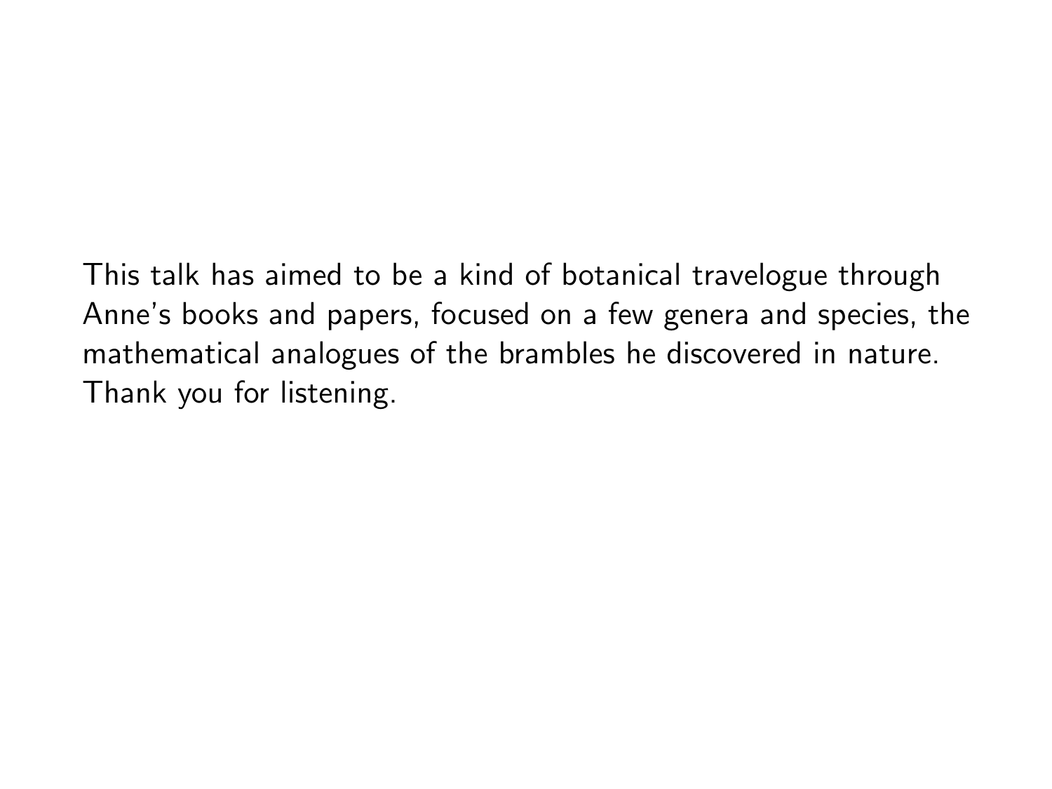This talk has aimed to be a kind of botanical travelogue through Anne's books and papers, focused on a few genera and species, the mathematical analogues of the brambles he discovered in nature. Thank you for listening.